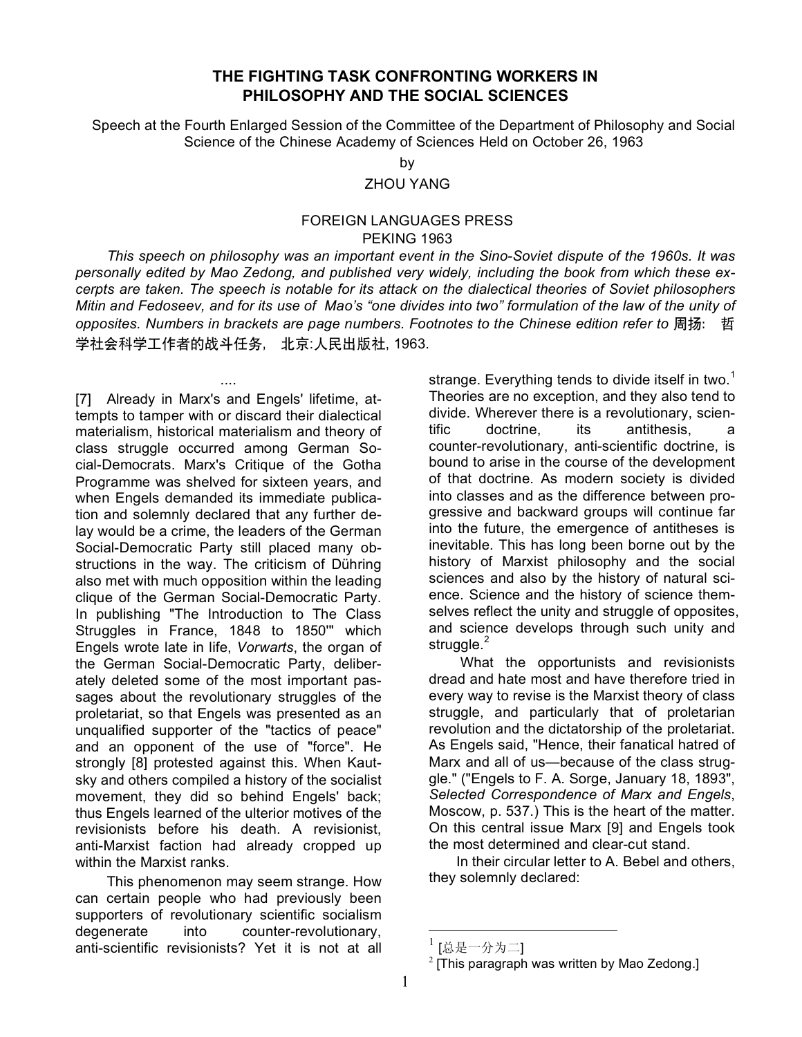# THE FIGHTING TASK CONFRONTING WORKERS IN PHILOSOPHY AND THE SOCIAL SCIENCES

Speech at the Fourth Enlarged Session of the Committee of the Department of Philosophy and Social Science of the Chinese Academy of Sciences Held on October 26, 1963

by

ZHOU YANG

FOREIGN LANGUAGES PRESS
PEKING 1963

*This speech on philosophy was an important event in the Sino-Soviet dispute of the 1960s. It was personally edited by Mao Zedong, and published very widely, including the book from which these excerpts are taken. The speech is notable for its attack on the dialectical theories of Soviet philosophers Mitin and Fedoseev, and for its use of Mao's "one divides into two" formulation of the law of the unity of opposites. Numbers in brackets are page numbers. Footnotes to the Chinese edition refer to* 周扬: 哲学社会科学工作者的战斗任务, 北京:人民出版社, 1963.

....

[7] Already in Marx's and Engels' lifetime, attempts to tamper with or discard their dialectical materialism, historical materialism and theory of class struggle occurred among German Social-Democrats. Marx's Critique of the Gotha Programme was shelved for sixteen years, and when Engels demanded its immediate publication and solemnly declared that any further delay would be a crime, the leaders of the German Social-Democratic Party still placed many obstructions in the way. The criticism of Dühring also met with much opposition within the leading clique of the German Social-Democratic Party. In publishing "The Introduction to The Class Struggles in France, 1848 to 1850'" which Engels wrote late in life, *Vorwarts*, the organ of the German Social-Democratic Party, deliberately deleted some of the most important passages about the revolutionary struggles of the proletariat, so that Engels was presented as an unqualified supporter of the "tactics of peace" and an opponent of the use of "force". He strongly [8] protested against this. When Kautsky and others compiled a history of the socialist movement, they did so behind Engels' back; thus Engels learned of the ulterior motives of the revisionists before his death. A revisionist, anti-Marxist faction had already cropped up within the Marxist ranks.

This phenomenon may seem strange. How can certain people who had previously been supporters of revolutionary scientific socialism degenerate into counter-revolutionary, anti-scientific revisionists? Yet it is not at all strange. Everything tends to divide itself in two.[1] Theories are no exception, and they also tend to divide. Wherever there is a revolutionary, scientific doctrine, its antithesis, a counter-revolutionary, anti-scientific doctrine, is bound to arise in the course of the development of that doctrine. As modern society is divided into classes and as the difference between progressive and backward groups will continue far into the future, the emergence of antitheses is inevitable. This has long been borne out by the history of Marxist philosophy and the social sciences and also by the history of natural science. Science and the history of science themselves reflect the unity and struggle of opposites, and science develops through such unity and struggle.[2]

What the opportunists and revisionists dread and hate most and have therefore tried in every way to revise is the Marxist theory of class struggle, and particularly that of proletarian revolution and the dictatorship of the proletariat. As Engels said, "Hence, their fanatical hatred of Marx and all of us—because of the class struggle." ("Engels to F. A. Sorge, January 18, 1893", *Selected Correspondence of Marx and Engels*, Moscow, p. 537.) This is the heart of the matter. On this central issue Marx [9] and Engels took the most determined and clear-cut stand.

In their circular letter to A. Bebel and others, they solemnly declared:

---

[1] [总是一分为二]

[2] [This paragraph was written by Mao Zedong.]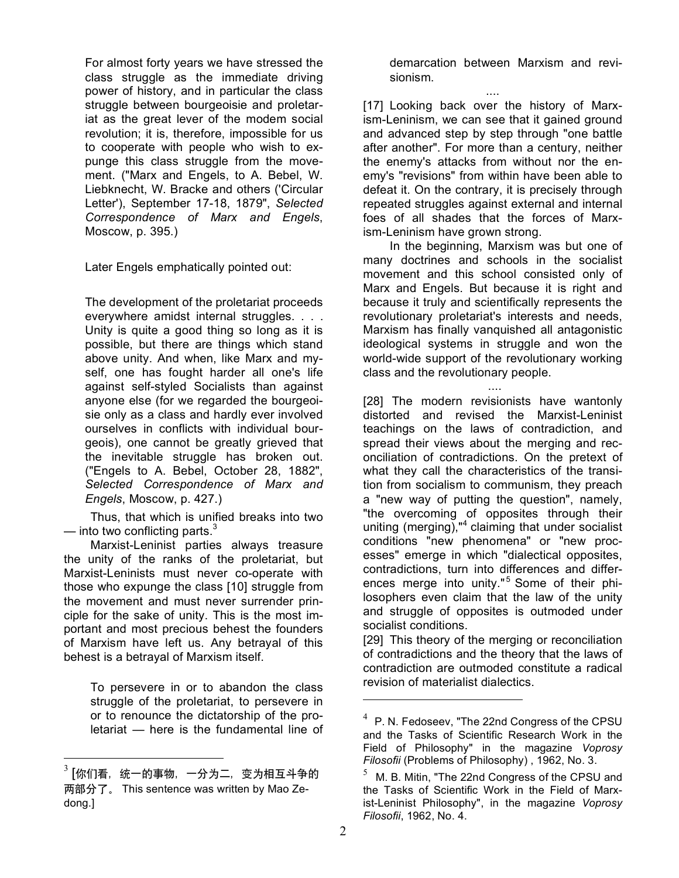> For almost forty years we have stressed the class struggle as the immediate driving power of history, and in particular the class struggle between bourgeoisie and proletariat as the great lever of the modem social revolution; it is, therefore, impossible for us to cooperate with people who wish to expunge this class struggle from the movement. ("Marx and Engels, to A. Bebel, W. Liebknecht, W. Bracke and others ('Circular Letter'), September 17-18, 1879", *Selected Correspondence of Marx and Engels*, Moscow, p. 395.)

Later Engels emphatically pointed out:

> The development of the proletariat proceeds everywhere amidst internal struggles. . . . Unity is quite a good thing so long as it is possible, but there are things which stand above unity. And when, like Marx and myself, one has fought harder all one's life against self-styled Socialists than against anyone else (for we regarded the bourgeoisie only as a class and hardly ever involved ourselves in conflicts with individual bourgeois), one cannot be greatly grieved that the inevitable struggle has broken out. ("Engels to A. Bebel, October 28, 1882", *Selected Correspondence of Marx and Engels*, Moscow, p. 427.)

Thus, that which is unified breaks into two — into two conflicting parts.[3]

Marxist-Leninist parties always treasure the unity of the ranks of the proletariat, but Marxist-Leninists must never co-operate with those who expunge the class [10] struggle from the movement and must never surrender principle for the sake of unity. This is the most important and most precious behest the founders of Marxism have left us. Any betrayal of this behest is a betrayal of Marxism itself.

> To persevere in or to abandon the class struggle of the proletariat, to persevere in or to renounce the dictatorship of the proletariat — here is the fundamental line of demarcation between Marxism and revisionism.

....

[17] Looking back over the history of Marxism-Leninism, we can see that it gained ground and advanced step by step through "one battle after another". For more than a century, neither the enemy's attacks from without nor the enemy's "revisions" from within have been able to defeat it. On the contrary, it is precisely through repeated struggles against external and internal foes of all shades that the forces of Marxism-Leninism have grown strong.

In the beginning, Marxism was but one of many doctrines and schools in the socialist movement and this school consisted only of Marx and Engels. But because it is right and because it truly and scientifically represents the revolutionary proletariat's interests and needs, Marxism has finally vanquished all antagonistic ideological systems in struggle and won the world-wide support of the revolutionary working class and the revolutionary people.

....

[28] The modern revisionists have wantonly distorted and revised the Marxist-Leninist teachings on the laws of contradiction, and spread their views about the merging and reconciliation of contradictions. On the pretext of what they call the characteristics of the transition from socialism to communism, they preach a "new way of putting the question", namely, "the overcoming of opposites through their uniting (merging),"[4] claiming that under socialist conditions "new phenomena" or "new processes" emerge in which "dialectical opposites, contradictions, turn into differences and differences merge into unity."[5] Some of their philosophers even claim that the law of the unity and struggle of opposites is outmoded under socialist conditions.

[29] This theory of the merging or reconciliation of contradictions and the theory that the laws of contradiction are outmoded constitute a radical revision of materialist dialectics.

---

[3] [你们看，统一的事物，一分为二，变为相互斗争的两部分了。 This sentence was written by Mao Zedong.]

[4] P. N. Fedoseev, "The 22nd Congress of the CPSU and the Tasks of Scientific Research Work in the Field of Philosophy" in the magazine *Voprosy Filosofii* (Problems of Philosophy) , 1962, No. 3.

[5] M. B. Mitin, "The 22nd Congress of the CPSU and the Tasks of Scientific Work in the Field of Marxist-Leninist Philosophy", in the magazine *Voprosy Filosofii*, 1962, No. 4.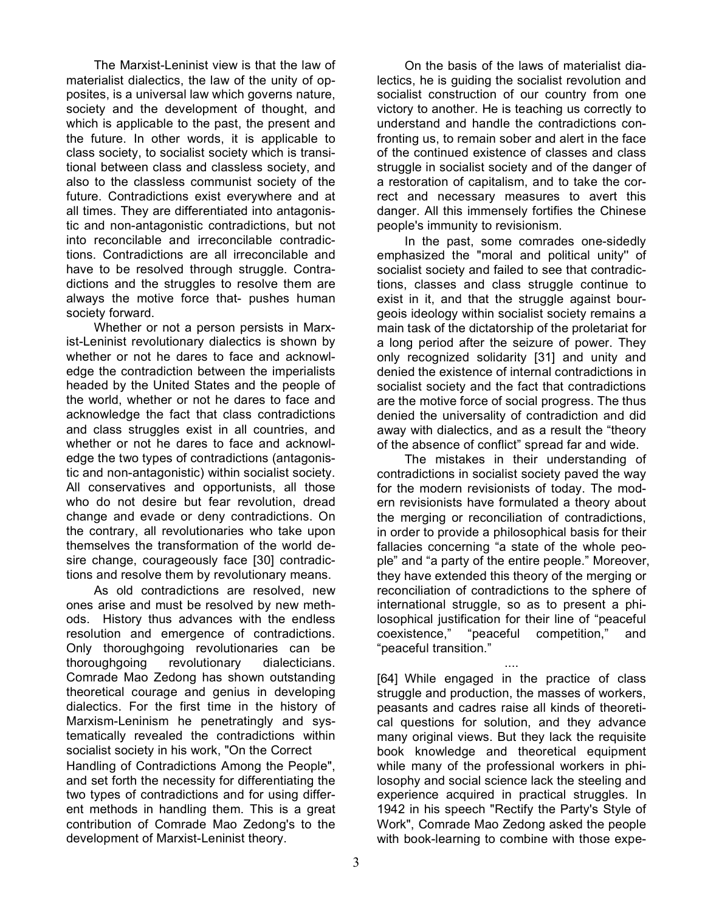The Marxist-Leninist view is that the law of materialist dialectics, the law of the unity of opposites, is a universal law which governs nature, society and the development of thought, and which is applicable to the past, the present and the future. In other words, it is applicable to class society, to socialist society which is transitional between class and classless society, and also to the classless communist society of the future. Contradictions exist everywhere and at all times. They are differentiated into antagonistic and non-antagonistic contradictions, but not into reconcilable and irreconcilable contradictions. Contradictions are all irreconcilable and have to be resolved through struggle. Contradictions and the struggles to resolve them are always the motive force that- pushes human society forward.

Whether or not a person persists in Marxist-Leninist revolutionary dialectics is shown by whether or not he dares to face and acknowledge the contradiction between the imperialists headed by the United States and the people of the world, whether or not he dares to face and acknowledge the fact that class contradictions and class struggles exist in all countries, and whether or not he dares to face and acknowledge the two types of contradictions (antagonistic and non-antagonistic) within socialist society. All conservatives and opportunists, all those who do not desire but fear revolution, dread change and evade or deny contradictions. On the contrary, all revolutionaries who take upon themselves the transformation of the world desire change, courageously face [30] contradictions and resolve them by revolutionary means.

As old contradictions are resolved, new ones arise and must be resolved by new methods. History thus advances with the endless resolution and emergence of contradictions. Only thoroughgoing revolutionaries can be thoroughgoing revolutionary dialecticians. Comrade Mao Zedong has shown outstanding theoretical courage and genius in developing dialectics. For the first time in the history of Marxism-Leninism he penetratingly and systematically revealed the contradictions within socialist society in his work, "On the Correct Handling of Contradictions Among the People", and set forth the necessity for differentiating the two types of contradictions and for using different methods in handling them. This is a great contribution of Comrade Mao Zedong's to the development of Marxist-Leninist theory.

On the basis of the laws of materialist dialectics, he is guiding the socialist revolution and socialist construction of our country from one victory to another. He is teaching us correctly to understand and handle the contradictions confronting us, to remain sober and alert in the face of the continued existence of classes and class struggle in socialist society and of the danger of a restoration of capitalism, and to take the correct and necessary measures to avert this danger. All this immensely fortifies the Chinese people's immunity to revisionism.

In the past, some comrades one-sidedly emphasized the "moral and political unity'' of socialist society and failed to see that contradictions, classes and class struggle continue to exist in it, and that the struggle against bourgeois ideology within socialist society remains a main task of the dictatorship of the proletariat for a long period after the seizure of power. They only recognized solidarity [31] and unity and denied the existence of internal contradictions in socialist society and the fact that contradictions are the motive force of social progress. The thus denied the universality of contradiction and did away with dialectics, and as a result the "theory of the absence of conflict" spread far and wide.

The mistakes in their understanding of contradictions in socialist society paved the way for the modern revisionists of today. The modern revisionists have formulated a theory about the merging or reconciliation of contradictions, in order to provide a philosophical basis for their fallacies concerning "a state of the whole people" and "a party of the entire people." Moreover, they have extended this theory of the merging or reconciliation of contradictions to the sphere of international struggle, so as to present a philosophical justification for their line of "peaceful coexistence," "peaceful competition," and "peaceful transition."

....

[64] While engaged in the practice of class struggle and production, the masses of workers, peasants and cadres raise all kinds of theoretical questions for solution, and they advance many original views. But they lack the requisite book knowledge and theoretical equipment while many of the professional workers in philosophy and social science lack the steeling and experience acquired in practical struggles. In 1942 in his speech "Rectify the Party's Style of Work", Comrade Mao Zedong asked the people with book-learning to combine with those expe-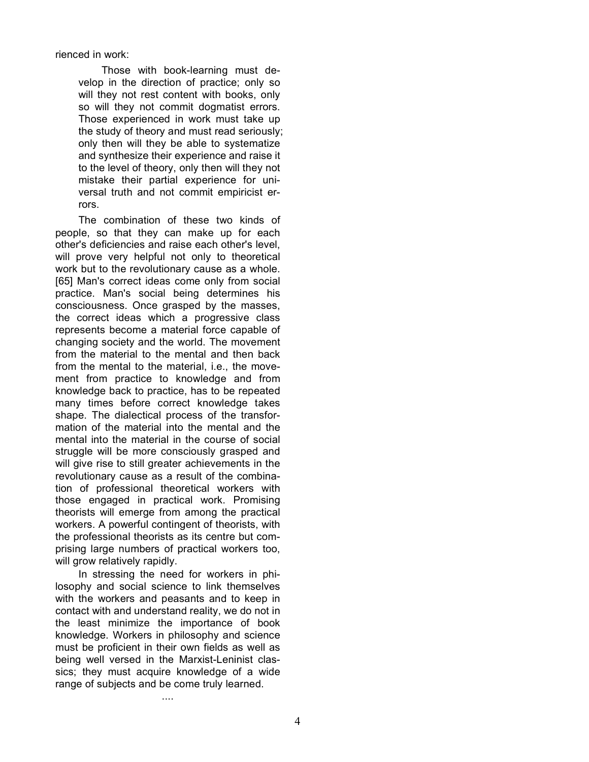rienced in work:

> Those with book-learning must develop in the direction of practice; only so will they not rest content with books, only so will they not commit dogmatist errors. Those experienced in work must take up the study of theory and must read seriously; only then will they be able to systematize and synthesize their experience and raise it to the level of theory, only then will they not mistake their partial experience for universal truth and not commit empiricist errors.

The combination of these two kinds of people, so that they can make up for each other's deficiencies and raise each other's level, will prove very helpful not only to theoretical work but to the revolutionary cause as a whole. [65] Man's correct ideas come only from social practice. Man's social being determines his consciousness. Once grasped by the masses, the correct ideas which a progressive class represents become a material force capable of changing society and the world. The movement from the material to the mental and then back from the mental to the material, i.e., the movement from practice to knowledge and from knowledge back to practice, has to be repeated many times before correct knowledge takes shape. The dialectical process of the transformation of the material into the mental and the mental into the material in the course of social struggle will be more consciously grasped and will give rise to still greater achievements in the revolutionary cause as a result of the combination of professional theoretical workers with those engaged in practical work. Promising theorists will emerge from among the practical workers. A powerful contingent of theorists, with the professional theorists as its centre but comprising large numbers of practical workers too, will grow relatively rapidly.

In stressing the need for workers in philosophy and social science to link themselves with the workers and peasants and to keep in contact with and understand reality, we do not in the least minimize the importance of book knowledge. Workers in philosophy and science must be proficient in their own fields as well as being well versed in the Marxist-Leninist classics; they must acquire knowledge of a wide range of subjects and be come truly learned.

....